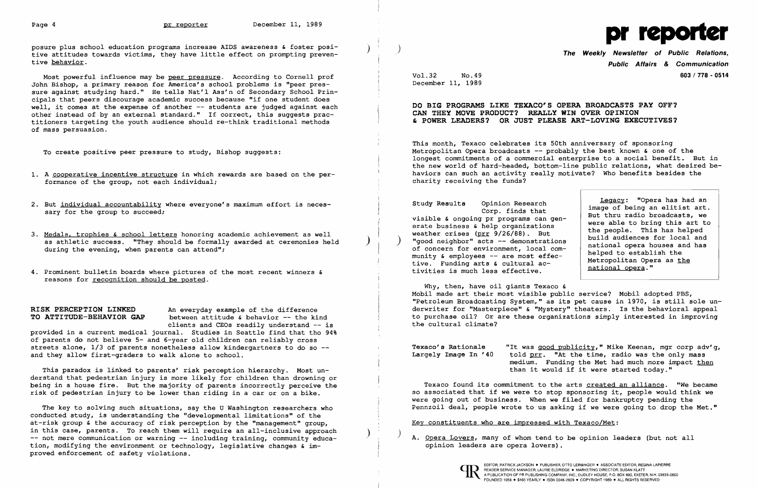posure plus school education programs increase AIDS awareness & foster positive attitudes towards victims, they have little effect on prompting preventive behavior.

Most powerful influence may be peer pressure. According to Cornell prof John Bishop, a primary reason for America's school problems is "peer pressure against studying hard." He tells Nat'l Ass'n of Secondary School Principals that peers discourage academic success because "if one student does well, it comes at the expense of another -- students are judged against each other instead of by an external standard." If correct, this suggests practitioners targeting the youth audience should re-think traditional methods of mass persuasion.

To create positive peer pressure to study, Bishop suggests:

1. A cooperative incentive structure in which rewards are based on the performance of the group, not each individual;
2. But individual accountability where everyone's maximum effort is necessary for the group to succeed;
3. Medals, trophies & school letters honoring academic achievement as well as athletic success. "They should be formally awarded at ceremonies held during the evening, when parents can attend";
4. Prominent bulletin boards where pictures of the most recent winners & reasons for recognition should be posted.

**RISK PERCEPTION LINKED TO ATTITUDE-BEHAVIOR GAP**

An everyday example of the difference between attitude & behavior -- the kind clients and CEOs readily understand -- is provided in a current medical journal. Studies in Seattle find that tho 94% of parents do not believe 5- and 6-year old children can reliably cross streets alone, 1/3 of parents nonetheless allow kindergartners to do so -- and they allow first-graders to walk alone to school.

This paradox is linked to parents' risk perception hierarchy. Most understand that pedestrian injury is more likely for children than drowning or being in a house fire. But the majority of parents incorrectly perceive the risk of pedestrian injury to be lower than riding in a car or on a bike.

The key to solving such situations, say the U Washington researchers who conducted study, is understanding the "developmental limitations" of the at-risk group & the accuracy of risk perception by the "management" group, in this case, parents. To reach them will require an all-inclusive approach -- not mere communication or warning -- including training, community education, modifying the environment or technology, legislative changes & improved enforcement of safety violations.

# pr reporter

**The Weekly Newsletter of Public Relations, Public Affairs & Communication**

Vol.32 No.49 603 / 778 - 0514
December 11, 1989

## DO BIG PROGRAMS LIKE TEXACO'S OPERA BROADCASTS PAY OFF? CAN THEY MOVE PRODUCT? REALLY WIN OVER OPINION & POWER LEADERS? OR JUST PLEASE ART-LOVING EXECUTIVES?

This month, Texaco celebrates its 50th anniversary of sponsoring Metropolitan Opera broadcasts -- probably the best known & one of the longest commitments of a commercial enterprise to a social benefit. But in the new world of hard-headed, bottom-line public relations, what desired behaviors can such an activity really motivate? Who benefits besides the charity receiving the funds?

**Study Results** Opinion Research Corp. finds that visible & ongoing pr programs can generate business & help organizations weather crises (prr 9/26/88). But "good neighbor" acts -- demonstrations of concern for environment, local community & employees -- are most effective. Funding arts & cultural activities is much less effective.

> Legacy: "Opera has had an image of being an elitist art. But thru radio broadcasts, we were able to bring this art to the people. This has helped build audiences for local and national opera houses and has helped to establish the Metropolitan Opera as the national opera."

Why, then, have oil giants Texaco & Mobil made art their most visible public service? Mobil adopted PBS, "Petroleum Broadcasting System," as its pet cause in 1970, is still sole underwriter for "Masterpiece" & "Mystery" theaters. Is the behavioral appeal to purchase oil? Or are these organizations simply interested in improving the cultural climate?

**Texaco's Rationale Largely Image In '40** "It was good publicity," Mike Keenan, mgr corp adv'g, told prr. "At the time, radio was the only mass medium. Funding the Met had much more impact then than it would if it were started today."

Texaco found its commitment to the arts created an alliance. "We became so associated that if we were to stop sponsoring it, people would think we were going out of business. When we filed for bankruptcy pending the Pennzoil deal, people wrote to us asking if we were going to drop the Met."

Key constituents who are impressed with Texaco/Met:

A. Opera Lovers, many of whom tend to be opinion leaders (but not all opinion leaders are opera lovers).

EDITOR, PATRICK JACKSON • PUBLISHER, OTTO LERBINGER • ASSOCIATE EDITOR, REGINA LAPIERRE
READER SERVICE MANAGER, LAURIE ELDRIDGE • MARKETING DIRECTOR, SUSAN KLATT
A PUBLICATION OF PR PUBLISHING COMPANY, INC., DUDLEY HOUSE, P.O. BOX 600, EXETER, N.H. 03833-0600
FOUNDED 1958 • $165 YEARLY • ISSN 0048-2609 • COPYRIGHT 1989 • ALL RIGHTS RESERVED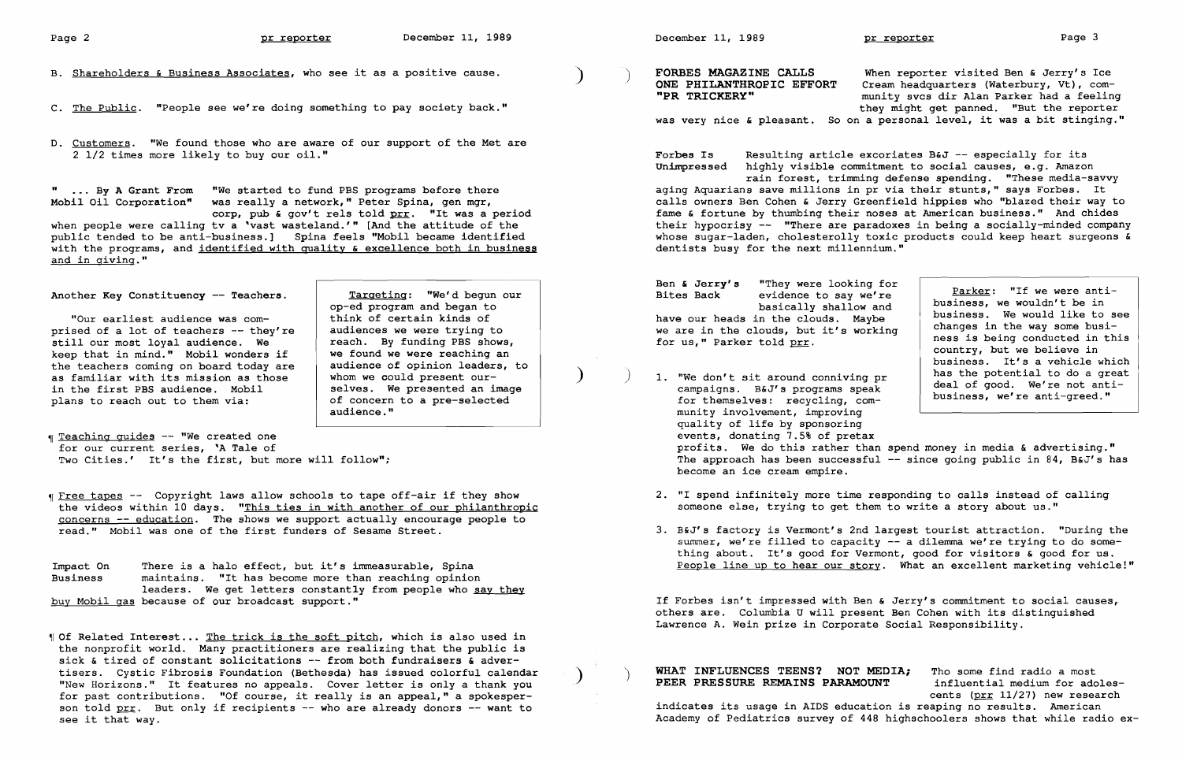B. Shareholders & Business Associates, who see it as a positive cause.

C. The Public. "People see we're doing something to pay society back."

D. Customers. "We found those who are aware of our support of the Met are 2 1/2 times more likely to buy our oil."

**" ... By A Grant From Mobil Oil Corporation"** "We started to fund PBS programs before there was really a network," Peter Spina, gen mgr, corp, pub & gov't rels told prr. "It was a period when people were calling tv a 'vast wasteland.'" [And the attitude of the public tended to be anti-business.] Spina feels "Mobil became identified with the programs, and identified with quality & excellence both in business and in giving."

**Another Key Constituency -- Teachers.**

"Our earliest audience was comprised of a lot of teachers -- they're still our most loyal audience. We keep that in mind." Mobil wonders if the teachers coming on board today are as familiar with its mission as those in the first PBS audience. Mobil plans to reach out to them via:

> Targeting: "We'd begun our op-ed program and began to think of certain kinds of audiences we were trying to reach. By funding PBS shows, we found we were reaching an audience of opinion leaders, to whom we could present ourselves. We presented an image of concern to a pre-selected audience."

¶ Teaching guides -- "We created one for our current series, 'A Tale of Two Cities.' It's the first, but more will follow";

¶ Free tapes -- Copyright laws allow schools to tape off-air if they show the videos within 10 days. "This ties in with another of our philanthropic concerns -- education. The shows we support actually encourage people to read." Mobil was one of the first funders of Sesame Street.

**Impact On Business** There is a halo effect, but it's immeasurable, Spina maintains. "It has become more than reaching opinion leaders. We get letters constantly from people who say they buy Mobil gas because of our broadcast support."

¶ Of Related Interest... The trick is the soft pitch, which is also used in the nonprofit world. Many practitioners are realizing that the public is sick & tired of constant solicitations -- from both fundraisers & advertisers. Cystic Fibrosis Foundation (Bethesda) has issued colorful calendar "New Horizons." It features no appeals. Cover letter is only a thank you for past contributions. "Of course, it really is an appeal," a spokesperson told prr. But only if recipients -- who are already donors -- want to see it that way.

## FORBES MAGAZINE CALLS ONE PHILANTHROPIC EFFORT "PR TRICKERY"

When reporter visited Ben & Jerry's Ice Cream headquarters (Waterbury, Vt), community svcs dir Alan Parker had a feeling they might get panned. "But the reporter was very nice & pleasant. So on a personal level, it was a bit stinging."

**Forbes Is Unimpressed** Resulting article excoriates B&J -- especially for its highly visible commitment to social causes, e.g. Amazon rain forest, trimming defense spending. "These media-savvy aging Aquarians save millions in pr via their stunts," says Forbes. It calls owners Ben Cohen & Jerry Greenfield hippies who "blazed their way to fame & fortune by thumbing their noses at American business." And chides their hypocrisy -- "There are paradoxes in being a socially-minded company whose sugar-laden, cholesterolly toxic products could keep heart surgeons & dentists busy for the next millennium."

**Ben & Jerry's Bites Back** "They were looking for evidence to say we're basically shallow and have our heads in the clouds. Maybe we are in the clouds, but it's working for us," Parker told prr.

> Parker: "If we were anti-business, we wouldn't be in business. We would like to see changes in the way some business is being conducted in this country, but we believe in business. It's a vehicle which has the potential to do a great deal of good. We're not anti-business, we're anti-greed."

1. "We don't sit around conniving pr campaigns. B&J's programs speak for themselves: recycling, community involvement, improving quality of life by sponsoring events, donating 7.5% of pretax profits. We do this rather than spend money in media & advertising." The approach has been successful -- since going public in 84, B&J's has become an ice cream empire.

2. "I spend infinitely more time responding to calls instead of calling someone else, trying to get them to write a story about us."

3. B&J's factory is Vermont's 2nd largest tourist attraction. "During the summer, we're filled to capacity -- a dilemma we're trying to do something about. It's good for Vermont, good for visitors & good for us. People line up to hear our story. What an excellent marketing vehicle!"

If Forbes isn't impressed with Ben & Jerry's commitment to social causes, others are. Columbia U will present Ben Cohen with its distinguished Lawrence A. Wein prize in Corporate Social Responsibility.

## WHAT INFLUENCES TEENS? NOT MEDIA; PEER PRESSURE REMAINS PARAMOUNT

Tho some find radio a most influential medium for adolescents (prr 11/27) new research indicates its usage in AIDS education is reaping no results. American Academy of Pediatrics survey of 448 highschoolers shows that while radio ex-